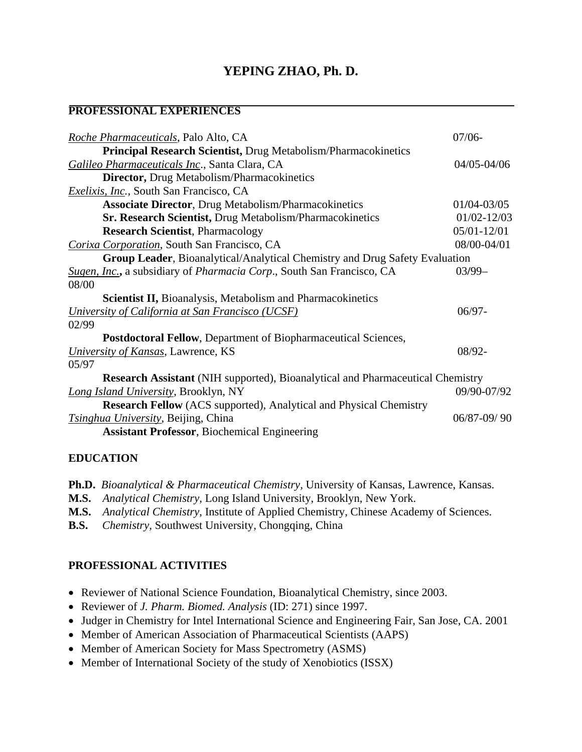# YEPING ZHAO, Ph. D.

## PROFESSIONAL EXPERIENCES

*Roche Pharmaceuticals*, Palo Alto, CA — 07/06-
  **Principal Research Scientist,** Drug Metabolism/Pharmacokinetics

*Galileo Pharmaceuticals Inc*., Santa Clara, CA — 04/05-04/06
  **Director,** Drug Metabolism/Pharmacokinetics

*Exelixis, Inc.*, South San Francisco, CA
  **Associate Director**, Drug Metabolism/Pharmacokinetics — 01/04-03/05
  **Sr. Research Scientist,** Drug Metabolism/Pharmacokinetics — 01/02-12/03
  **Research Scientist**, Pharmacology — 05/01-12/01

*Corixa Corporation*, South San Francisco, CA — 08/00-04/01
  **Group Leader**, Bioanalytical/Analytical Chemistry and Drug Safety Evaluation

*Sugen, Inc.***,** a subsidiary of *Pharmacia Corp*., South San Francisco, CA — 03/99–08/00
  **Scientist II,** Bioanalysis, Metabolism and Pharmacokinetics

*University of California at San Francisco (UCSF)* — 06/97-02/99
  **Postdoctoral Fellow**, Department of Biopharmaceutical Sciences,

*University of Kansas*, Lawrence, KS — 08/92-05/97
  **Research Assistant** (NIH supported), Bioanalytical and Pharmaceutical Chemistry

*Long Island University*, Brooklyn, NY — 09/90-07/92
  **Research Fellow** (ACS supported), Analytical and Physical Chemistry

*Tsinghua University*, Beijing, China — 06/87-09/ 90
  **Assistant Professor**, Biochemical Engineering

## EDUCATION

**Ph.D.** *Bioanalytical & Pharmaceutical Chemistry,* University of Kansas, Lawrence, Kansas.
**M.S.** *Analytical Chemistry*, Long Island University, Brooklyn, New York.
**M.S.** *Analytical Chemistry*, Institute of Applied Chemistry, Chinese Academy of Sciences.
**B.S.** *Chemistry,* Southwest University, Chongqing, China

## PROFESSIONAL ACTIVITIES

- Reviewer of National Science Foundation, Bioanalytical Chemistry, since 2003.
- Reviewer of *J. Pharm. Biomed. Analysis* (ID: 271) since 1997.
- Judger in Chemistry for Intel International Science and Engineering Fair, San Jose, CA. 2001
- Member of American Association of Pharmaceutical Scientists (AAPS)
- Member of American Society for Mass Spectrometry (ASMS)
- Member of International Society of the study of Xenobiotics (ISSX)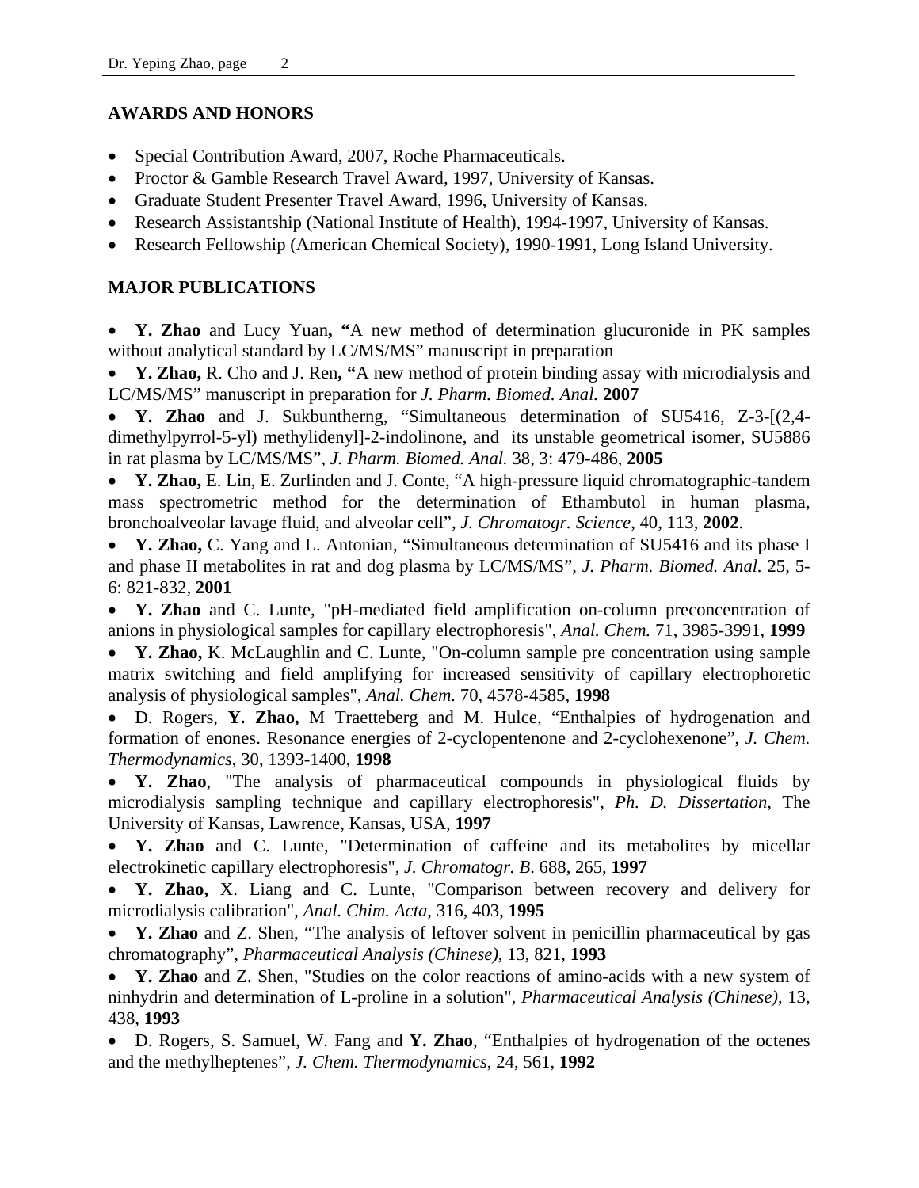## AWARDS AND HONORS

- Special Contribution Award, 2007, Roche Pharmaceuticals.
- Proctor & Gamble Research Travel Award, 1997, University of Kansas.
- Graduate Student Presenter Travel Award, 1996, University of Kansas.
- Research Assistantship (National Institute of Health), 1994-1997, University of Kansas.
- Research Fellowship (American Chemical Society), 1990-1991, Long Island University.

## MAJOR PUBLICATIONS

- **Y. Zhao** and Lucy Yuan**, "**A new method of determination glucuronide in PK samples without analytical standard by LC/MS/MS" manuscript in preparation
- **Y. Zhao,** R. Cho and J. Ren**, "**A new method of protein binding assay with microdialysis and LC/MS/MS" manuscript in preparation for *J. Pharm. Biomed. Anal.* **2007**
- **Y. Zhao** and J. Sukbuntherng, "Simultaneous determination of SU5416, Z-3-[(2,4-dimethylpyrrol-5-yl) methylidenyl]-2-indolinone, and its unstable geometrical isomer, SU5886 in rat plasma by LC/MS/MS", *J. Pharm. Biomed. Anal.* 38, 3: 479-486, **2005**
- **Y. Zhao,** E. Lin, E. Zurlinden and J. Conte, "A high-pressure liquid chromatographic-tandem mass spectrometric method for the determination of Ethambutol in human plasma, bronchoalveolar lavage fluid, and alveolar cell", *J. Chromatogr. Science*, 40, 113, **2002**.
- **Y. Zhao,** C. Yang and L. Antonian, "Simultaneous determination of SU5416 and its phase I and phase II metabolites in rat and dog plasma by LC/MS/MS", *J. Pharm. Biomed. Anal.* 25, 5-6: 821-832, **2001**
- **Y. Zhao** and C. Lunte, "pH-mediated field amplification on-column preconcentration of anions in physiological samples for capillary electrophoresis", *Anal. Chem.* 71, 3985-3991, **1999**
- **Y. Zhao,** K. McLaughlin and C. Lunte, "On-column sample pre concentration using sample matrix switching and field amplifying for increased sensitivity of capillary electrophoretic analysis of physiological samples", *Anal. Chem.* 70, 4578-4585, **1998**
- D. Rogers, **Y. Zhao,** M Traetteberg and M. Hulce, "Enthalpies of hydrogenation and formation of enones. Resonance energies of 2-cyclopentenone and 2-cyclohexenone", *J. Chem. Thermodynamics*, 30, 1393-1400, **1998**
- **Y. Zhao**, "The analysis of pharmaceutical compounds in physiological fluids by microdialysis sampling technique and capillary electrophoresis", *Ph. D. Dissertation*, The University of Kansas, Lawrence, Kansas, USA, **1997**
- **Y. Zhao** and C. Lunte, "Determination of caffeine and its metabolites by micellar electrokinetic capillary electrophoresis", *J. Chromatogr. B*. 688, 265, **1997**
- **Y. Zhao,** X. Liang and C. Lunte, "Comparison between recovery and delivery for microdialysis calibration", *Anal. Chim. Acta*, 316, 403, **1995**
- **Y. Zhao** and Z. Shen, "The analysis of leftover solvent in penicillin pharmaceutical by gas chromatography", *Pharmaceutical Analysis (Chinese)*, 13, 821, **1993**
- **Y. Zhao** and Z. Shen, "Studies on the color reactions of amino-acids with a new system of ninhydrin and determination of L-proline in a solution", *Pharmaceutical Analysis (Chinese)*, 13, 438, **1993**
- D. Rogers, S. Samuel, W. Fang and **Y. Zhao**, "Enthalpies of hydrogenation of the octenes and the methylheptenes", *J. Chem. Thermodynamics*, 24, 561, **1992**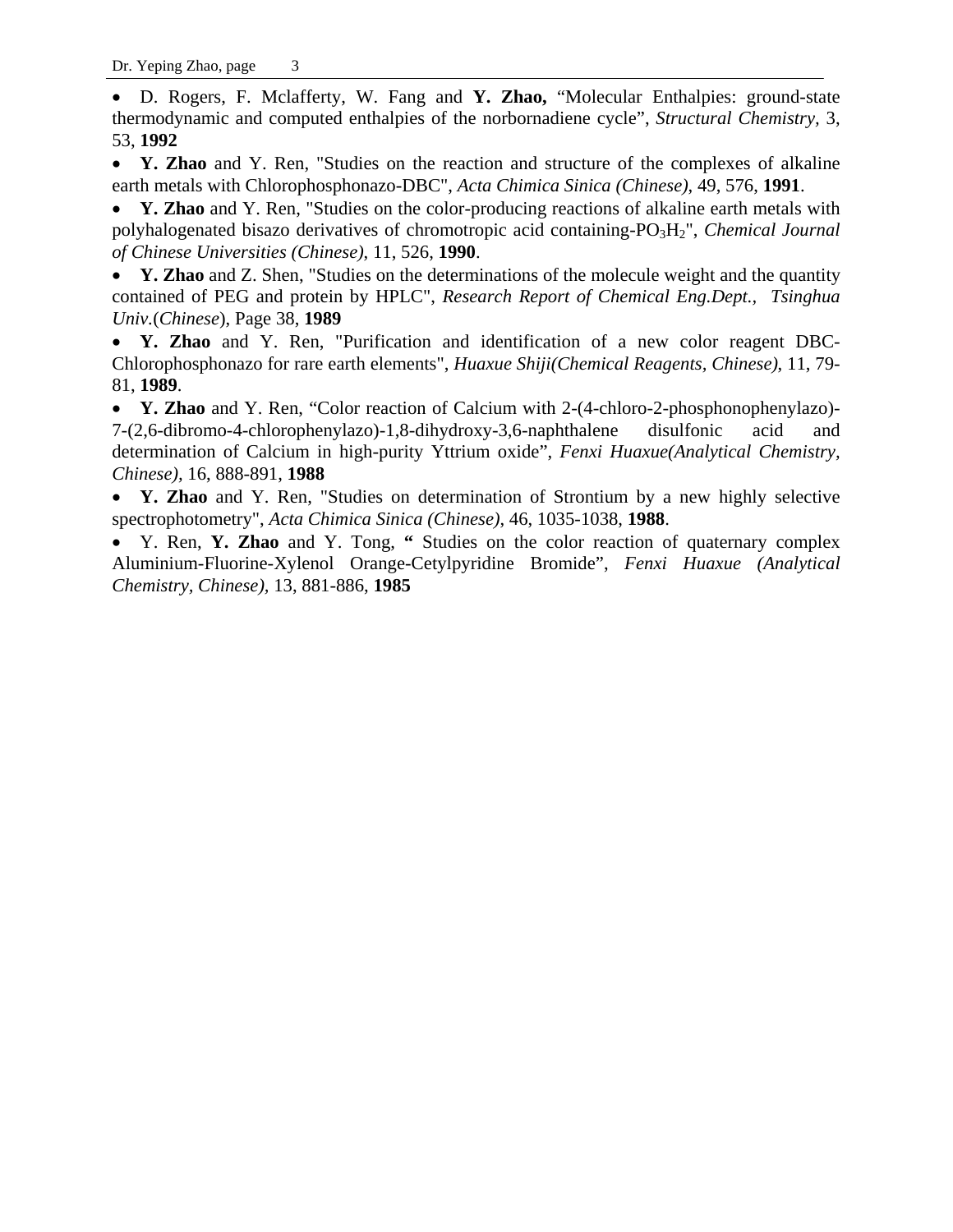- D. Rogers, F. Mclafferty, W. Fang and **Y. Zhao,** “Molecular Enthalpies: ground-state thermodynamic and computed enthalpies of the norbornadiene cycle”, *Structural Chemistry*, 3, 53, **1992**
- **Y. Zhao** and Y. Ren, "Studies on the reaction and structure of the complexes of alkaline earth metals with Chlorophosphonazo-DBC", *Acta Chimica Sinica (Chinese)*, 49, 576, **1991**.
- **Y. Zhao** and Y. Ren, "Studies on the color-producing reactions of alkaline earth metals with polyhalogenated bisazo derivatives of chromotropic acid containing-$PO_3H_2$", *Chemical Journal of Chinese Universities (Chinese)*, 11, 526, **1990**.
- **Y. Zhao** and Z. Shen, "Studies on the determinations of the molecule weight and the quantity contained of PEG and protein by HPLC", *Research Report of Chemical Eng.Dept., Tsinghua Univ.*(*Chinese*), Page 38, **1989**
- **Y. Zhao** and Y. Ren, "Purification and identification of a new color reagent DBC-Chlorophosphonazo for rare earth elements", *Huaxue Shiji(Chemical Reagents, Chinese)*, 11, 79-81, **1989**.
- **Y. Zhao** and Y. Ren, “Color reaction of Calcium with 2-(4-chloro-2-phosphonophenylazo)-7-(2,6-dibromo-4-chlorophenylazo)-1,8-dihydroxy-3,6-naphthalene disulfonic acid and determination of Calcium in high-purity Yttrium oxide”, *Fenxi Huaxue(Analytical Chemistry, Chinese)*, 16, 888-891, **1988**
- **Y. Zhao** and Y. Ren, "Studies on determination of Strontium by a new highly selective spectrophotometry", *Acta Chimica Sinica (Chinese)*, 46, 1035-1038, **1988**.
- Y. Ren, **Y. Zhao** and Y. Tong, **“** Studies on the color reaction of quaternary complex Aluminium-Fluorine-Xylenol Orange-Cetylpyridine Bromide”, *Fenxi Huaxue (Analytical Chemistry, Chinese)*, 13, 881-886, **1985**